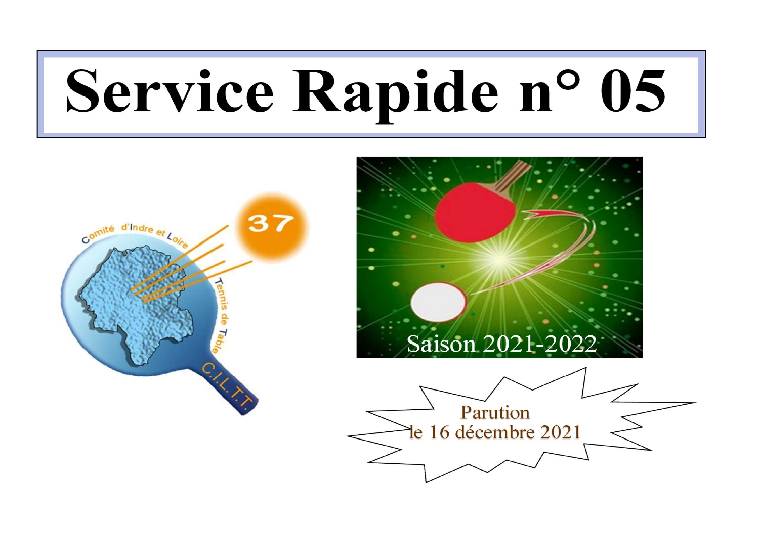# Service Rapide n° 05

Saison 2021-2022

Parution
le 16 décembre 2021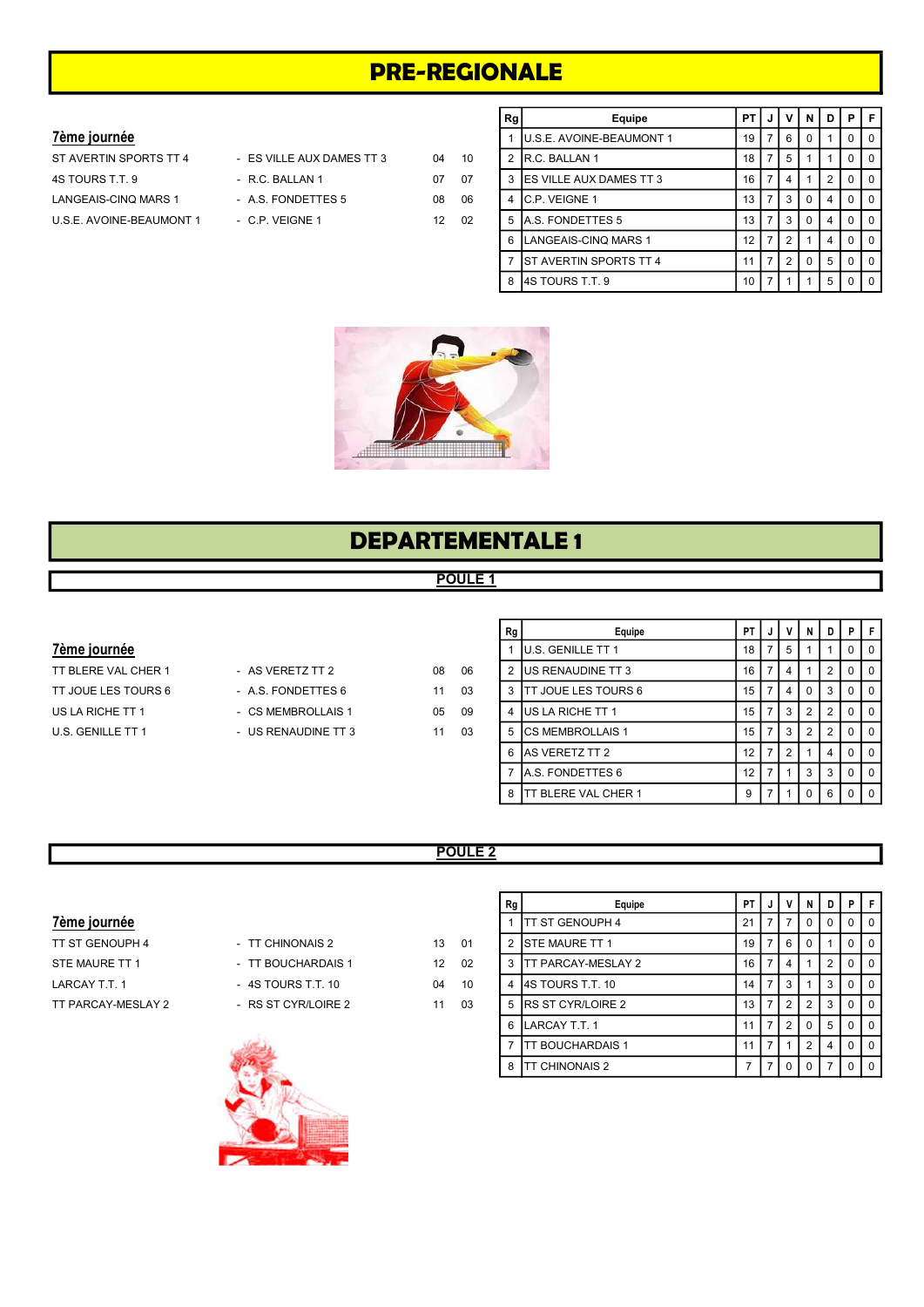# PRE-REGIONALE

### 7ème journée

| | | | |
|---|---|---|---|
| ST AVERTIN SPORTS TT 4 | - ES VILLE AUX DAMES TT 3 | 04 | 10 |
| 4S TOURS T.T. 9 | - R.C. BALLAN 1 | 07 | 07 |
| LANGEAIS-CINQ MARS 1 | - A.S. FONDETTES 5 | 08 | 06 |
| U.S.E. AVOINE-BEAUMONT 1 | - C.P. VEIGNE 1 | 12 | 02 |

| Rg | Equipe | PT | J | V | N | D | P | F |
|---|---|---|---|---|---|---|---|---|
| 1 | U.S.E. AVOINE-BEAUMONT 1 | 19 | 7 | 6 | 0 | 1 | 0 | 0 |
| 2 | R.C. BALLAN 1 | 18 | 7 | 5 | 1 | 1 | 0 | 0 |
| 3 | ES VILLE AUX DAMES TT 3 | 16 | 7 | 4 | 1 | 2 | 0 | 0 |
| 4 | C.P. VEIGNE 1 | 13 | 7 | 3 | 0 | 4 | 0 | 0 |
| 5 | A.S. FONDETTES 5 | 13 | 7 | 3 | 0 | 4 | 0 | 0 |
| 6 | LANGEAIS-CINQ MARS 1 | 12 | 7 | 2 | 1 | 4 | 0 | 0 |
| 7 | ST AVERTIN SPORTS TT 4 | 11 | 7 | 2 | 0 | 5 | 0 | 0 |
| 8 | 4S TOURS T.T. 9 | 10 | 7 | 1 | 1 | 5 | 0 | 0 |

# DEPARTEMENTALE 1

## POULE 1

### 7ème journée

| | | | |
|---|---|---|---|
| TT BLERE VAL CHER 1 | - AS VERETZ TT 2 | 08 | 06 |
| TT JOUE LES TOURS 6 | - A.S. FONDETTES 6 | 11 | 03 |
| US LA RICHE TT 1 | - CS MEMBROLLAIS 1 | 05 | 09 |
| U.S. GENILLE TT 1 | - US RENAUDINE TT 3 | 11 | 03 |

| Rg | Equipe | PT | J | V | N | D | P | F |
|---|---|---|---|---|---|---|---|---|
| 1 | U.S. GENILLE TT 1 | 18 | 7 | 5 | 1 | 1 | 0 | 0 |
| 2 | US RENAUDINE TT 3 | 16 | 7 | 4 | 1 | 2 | 0 | 0 |
| 3 | TT JOUE LES TOURS 6 | 15 | 7 | 4 | 0 | 3 | 0 | 0 |
| 4 | US LA RICHE TT 1 | 15 | 7 | 3 | 2 | 2 | 0 | 0 |
| 5 | CS MEMBROLLAIS 1 | 15 | 7 | 3 | 2 | 2 | 0 | 0 |
| 6 | AS VERETZ TT 2 | 12 | 7 | 2 | 1 | 4 | 0 | 0 |
| 7 | A.S. FONDETTES 6 | 12 | 7 | 1 | 3 | 3 | 0 | 0 |
| 8 | TT BLERE VAL CHER 1 | 9 | 7 | 1 | 0 | 6 | 0 | 0 |

## POULE 2

### 7ème journée

| | | | |
|---|---|---|---|
| TT ST GENOUPH 4 | - TT CHINONAIS 2 | 13 | 01 |
| STE MAURE TT 1 | - TT BOUCHARDAIS 1 | 12 | 02 |
| LARCAY T.T. 1 | - 4S TOURS T.T. 10 | 04 | 10 |
| TT PARCAY-MESLAY 2 | - RS ST CYR/LOIRE 2 | 11 | 03 |

| Rg | Equipe | PT | J | V | N | D | P | F |
|---|---|---|---|---|---|---|---|---|
| 1 | TT ST GENOUPH 4 | 21 | 7 | 7 | 0 | 0 | 0 | 0 |
| 2 | STE MAURE TT 1 | 19 | 7 | 6 | 0 | 1 | 0 | 0 |
| 3 | TT PARCAY-MESLAY 2 | 16 | 7 | 4 | 1 | 2 | 0 | 0 |
| 4 | 4S TOURS T.T. 10 | 14 | 7 | 3 | 1 | 3 | 0 | 0 |
| 5 | RS ST CYR/LOIRE 2 | 13 | 7 | 2 | 2 | 3 | 0 | 0 |
| 6 | LARCAY T.T. 1 | 11 | 7 | 2 | 0 | 5 | 0 | 0 |
| 7 | TT BOUCHARDAIS 1 | 11 | 7 | 1 | 2 | 4 | 0 | 0 |
| 8 | TT CHINONAIS 2 | 7 | 7 | 0 | 0 | 7 | 0 | 0 |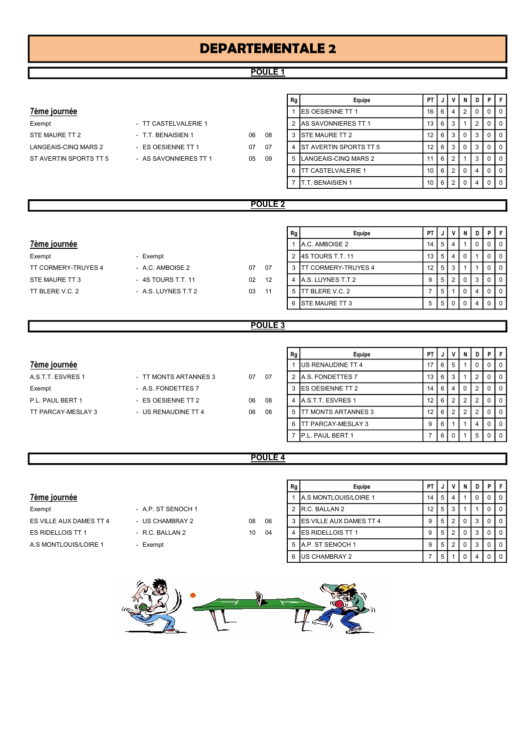# DEPARTEMENTALE 2

## POULE 1

### 7ème journée

| | | | |
|---|---|---|---|
| Exempt | - TT CASTELVALERIE 1 | | |
| STE MAURE TT 2 | - T.T. BENAISIEN 1 | 06 | 08 |
| LANGEAIS-CINQ MARS 2 | - ES OESIENNE TT 1 | 07 | 07 |
| ST AVERTIN SPORTS TT 5 | - AS SAVONNIERES TT 1 | 05 | 09 |

| Rg | Equipe | PT | J | V | N | D | P | F |
|---|---|---|---|---|---|---|---|---|
| 1 | ES OESIENNE TT 1 | 16 | 6 | 4 | 2 | 0 | 0 | 0 |
| 2 | AS SAVONNIERES TT 1 | 13 | 6 | 3 | 1 | 2 | 0 | 0 |
| 3 | STE MAURE TT 2 | 12 | 6 | 3 | 0 | 3 | 0 | 0 |
| 4 | ST AVERTIN SPORTS TT 5 | 12 | 6 | 3 | 0 | 3 | 0 | 0 |
| 5 | LANGEAIS-CINQ MARS 2 | 11 | 6 | 2 | 1 | 3 | 0 | 0 |
| 6 | TT CASTELVALERIE 1 | 10 | 6 | 2 | 0 | 4 | 0 | 0 |
| 7 | T.T. BENAISIEN 1 | 10 | 6 | 2 | 0 | 4 | 0 | 0 |

## POULE 2

### 7ème journée

| | | | |
|---|---|---|---|
| Exempt | - Exempt | | |
| TT CORMERY-TRUYES 4 | - A.C. AMBOISE 2 | 07 | 07 |
| STE MAURE TT 3 | - 4S TOURS T.T. 11 | 02 | 12 |
| TT BLERE V.C. 2 | - A.S. LUYNES T.T 2 | 03 | 11 |

| Rg | Equipe | PT | J | V | N | D | P | F |
|---|---|---|---|---|---|---|---|---|
| 1 | A.C. AMBOISE 2 | 14 | 5 | 4 | 1 | 0 | 0 | 0 |
| 2 | 4S TOURS T.T. 11 | 13 | 5 | 4 | 0 | 1 | 0 | 0 |
| 3 | TT CORMERY-TRUYES 4 | 12 | 5 | 3 | 1 | 1 | 0 | 0 |
| 4 | A.S. LUYNES T.T 2 | 9 | 5 | 2 | 0 | 3 | 0 | 0 |
| 5 | TT BLERE V.C. 2 | 7 | 5 | 1 | 0 | 4 | 0 | 0 |
| 6 | STE MAURE TT 3 | 5 | 5 | 0 | 0 | 4 | 0 | 0 |

## POULE 3

### 7ème journée

| | | | |
|---|---|---|---|
| A.S.T.T. ESVRES 1 | - TT MONTS ARTANNES 3 | 07 | 07 |
| Exempt | - A.S. FONDETTES 7 | | |
| P.L. PAUL BERT 1 | - ES OESIENNE TT 2 | 06 | 08 |
| TT PARCAY-MESLAY 3 | - US RENAUDINE TT 4 | 06 | 08 |

| Rg | Equipe | PT | J | V | N | D | P | F |
|---|---|---|---|---|---|---|---|---|
| 1 | US RENAUDINE TT 4 | 17 | 6 | 5 | 1 | 0 | 0 | 0 |
| 2 | A.S. FONDETTES 7 | 13 | 6 | 3 | 1 | 2 | 0 | 0 |
| 3 | ES OESIENNE TT 2 | 14 | 6 | 4 | 0 | 2 | 0 | 0 |
| 4 | A.S.T.T. ESVRES 1 | 12 | 6 | 2 | 2 | 2 | 0 | 0 |
| 5 | TT MONTS ARTANNES 3 | 12 | 6 | 2 | 2 | 2 | 0 | 0 |
| 6 | TT PARCAY-MESLAY 3 | 9 | 6 | 1 | 1 | 4 | 0 | 0 |
| 7 | P.L. PAUL BERT 1 | 7 | 6 | 0 | 1 | 5 | 0 | 0 |

## POULE 4

### 7ème journée

| | | | |
|---|---|---|---|
| Exempt | - A.P. ST SENOCH 1 | | |
| ES VILLE AUX DAMES TT 4 | - US CHAMBRAY 2 | 08 | 06 |
| ES RIDELLOIS TT 1 | - R.C. BALLAN 2 | 10 | 04 |
| A.S MONTLOUIS/LOIRE 1 | - Exempt | | |

| Rg | Equipe | PT | J | V | N | D | P | F |
|---|---|---|---|---|---|---|---|---|
| 1 | A.S MONTLOUIS/LOIRE 1 | 14 | 5 | 4 | 1 | 0 | 0 | 0 |
| 2 | R.C. BALLAN 2 | 12 | 5 | 3 | 1 | 1 | 0 | 0 |
| 3 | ES VILLE AUX DAMES TT 4 | 9 | 5 | 2 | 0 | 3 | 0 | 0 |
| 4 | ES RIDELLOIS TT 1 | 9 | 5 | 2 | 0 | 3 | 0 | 0 |
| 5 | A.P. ST SENOCH 1 | 9 | 5 | 2 | 0 | 3 | 0 | 0 |
| 6 | US CHAMBRAY 2 | 7 | 5 | 1 | 0 | 4 | 0 | 0 |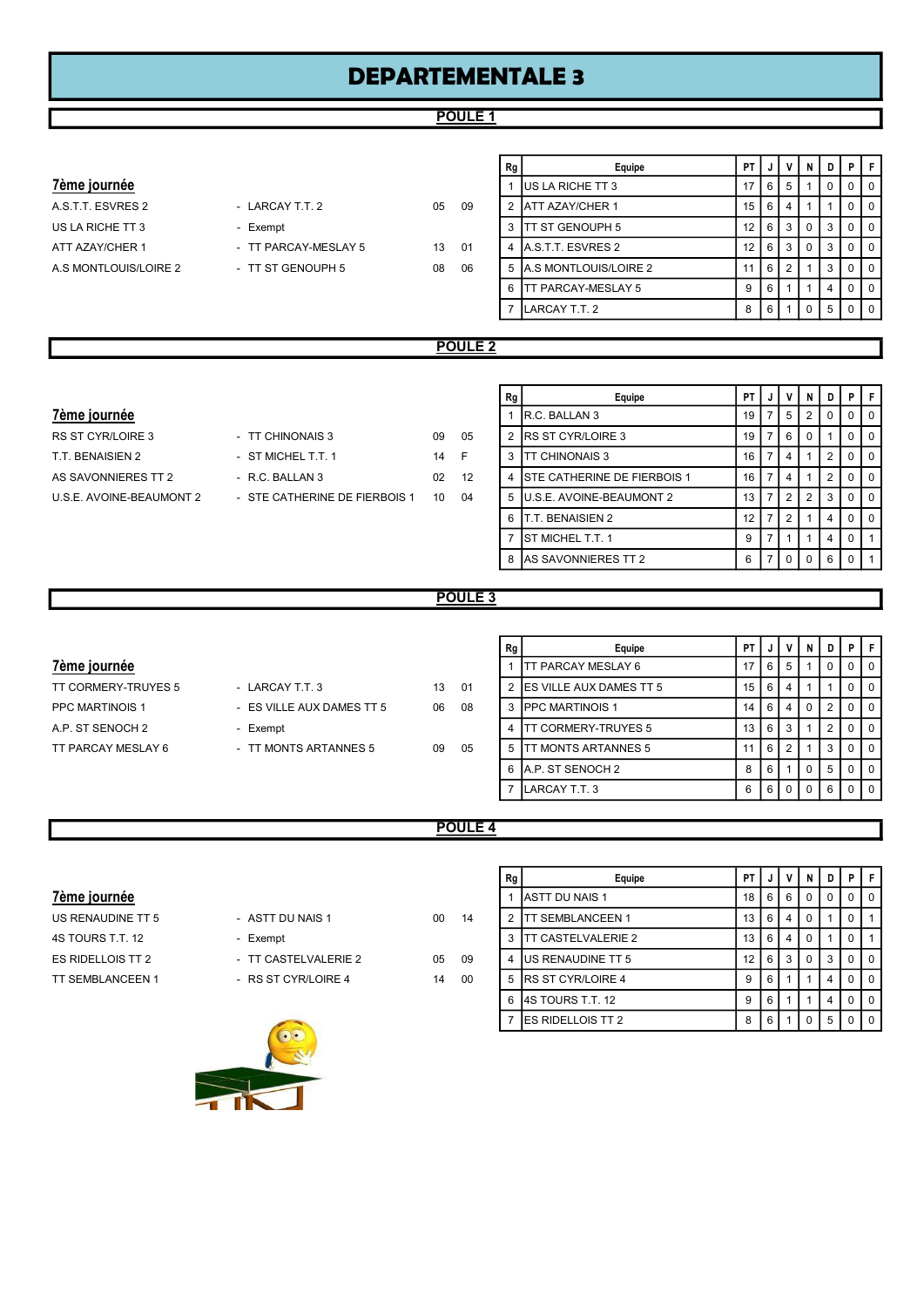# DEPARTEMENTALE 3

## POULE 1

### 7ème journée

| | | | |
|---|---|---|---|
| A.S.T.T. ESVRES 2 | - LARCAY T.T. 2 | 05 | 09 |
| US LA RICHE TT 3 | - Exempt | | |
| ATT AZAY/CHER 1 | - TT PARCAY-MESLAY 5 | 13 | 01 |
| A.S MONTLOUIS/LOIRE 2 | - TT ST GENOUPH 5 | 08 | 06 |

| Rg | Equipe | PT | J | V | N | D | P | F |
|---|---|---|---|---|---|---|---|---|
| 1 | US LA RICHE TT 3 | 17 | 6 | 5 | 1 | 0 | 0 | 0 |
| 2 | ATT AZAY/CHER 1 | 15 | 6 | 4 | 1 | 1 | 0 | 0 |
| 3 | TT ST GENOUPH 5 | 12 | 6 | 3 | 0 | 3 | 0 | 0 |
| 4 | A.S.T.T. ESVRES 2 | 12 | 6 | 3 | 0 | 3 | 0 | 0 |
| 5 | A.S MONTLOUIS/LOIRE 2 | 11 | 6 | 2 | 1 | 3 | 0 | 0 |
| 6 | TT PARCAY-MESLAY 5 | 9 | 6 | 1 | 1 | 4 | 0 | 0 |
| 7 | LARCAY T.T. 2 | 8 | 6 | 1 | 0 | 5 | 0 | 0 |

## POULE 2

### 7ème journée

| | | | |
|---|---|---|---|
| RS ST CYR/LOIRE 3 | - TT CHINONAIS 3 | 09 | 05 |
| T.T. BENAISIEN 2 | - ST MICHEL T.T. 1 | 14 | F |
| AS SAVONNIERES TT 2 | - R.C. BALLAN 3 | 02 | 12 |
| U.S.E. AVOINE-BEAUMONT 2 | - STE CATHERINE DE FIERBOIS 1 | 10 | 04 |

| Rg | Equipe | PT | J | V | N | D | P | F |
|---|---|---|---|---|---|---|---|---|
| 1 | R.C. BALLAN 3 | 19 | 7 | 5 | 2 | 0 | 0 | 0 |
| 2 | RS ST CYR/LOIRE 3 | 19 | 7 | 6 | 0 | 1 | 0 | 0 |
| 3 | TT CHINONAIS 3 | 16 | 7 | 4 | 1 | 2 | 0 | 0 |
| 4 | STE CATHERINE DE FIERBOIS 1 | 16 | 7 | 4 | 1 | 2 | 0 | 0 |
| 5 | U.S.E. AVOINE-BEAUMONT 2 | 13 | 7 | 2 | 2 | 3 | 0 | 0 |
| 6 | T.T. BENAISIEN 2 | 12 | 7 | 2 | 1 | 4 | 0 | 0 |
| 7 | ST MICHEL T.T. 1 | 9 | 7 | 1 | 1 | 4 | 0 | 1 |
| 8 | AS SAVONNIERES TT 2 | 6 | 7 | 0 | 0 | 6 | 0 | 1 |

## POULE 3

### 7ème journée

| | | | |
|---|---|---|---|
| TT CORMERY-TRUYES 5 | - LARCAY T.T. 3 | 13 | 01 |
| PPC MARTINOIS 1 | - ES VILLE AUX DAMES TT 5 | 06 | 08 |
| A.P. ST SENOCH 2 | - Exempt | | |
| TT PARCAY MESLAY 6 | - TT MONTS ARTANNES 5 | 09 | 05 |

| Rg | Equipe | PT | J | V | N | D | P | F |
|---|---|---|---|---|---|---|---|---|
| 1 | TT PARCAY MESLAY 6 | 17 | 6 | 5 | 1 | 0 | 0 | 0 |
| 2 | ES VILLE AUX DAMES TT 5 | 15 | 6 | 4 | 1 | 1 | 0 | 0 |
| 3 | PPC MARTINOIS 1 | 14 | 6 | 4 | 0 | 2 | 0 | 0 |
| 4 | TT CORMERY-TRUYES 5 | 13 | 6 | 3 | 1 | 2 | 0 | 0 |
| 5 | TT MONTS ARTANNES 5 | 11 | 6 | 2 | 1 | 3 | 0 | 0 |
| 6 | A.P. ST SENOCH 2 | 8 | 6 | 1 | 0 | 5 | 0 | 0 |
| 7 | LARCAY T.T. 3 | 6 | 6 | 0 | 0 | 6 | 0 | 0 |

## POULE 4

### 7ème journée

| | | | |
|---|---|---|---|
| US RENAUDINE TT 5 | - ASTT DU NAIS 1 | 00 | 14 |
| 4S TOURS T.T. 12 | - Exempt | | |
| ES RIDELLOIS TT 2 | - TT CASTELVALERIE 2 | 05 | 09 |
| TT SEMBLANCEEN 1 | - RS ST CYR/LOIRE 4 | 14 | 00 |

| Rg | Equipe | PT | J | V | N | D | P | F |
|---|---|---|---|---|---|---|---|---|
| 1 | ASTT DU NAIS 1 | 18 | 6 | 6 | 0 | 0 | 0 | 0 |
| 2 | TT SEMBLANCEEN 1 | 13 | 6 | 4 | 0 | 1 | 0 | 1 |
| 3 | TT CASTELVALERIE 2 | 13 | 6 | 4 | 0 | 1 | 0 | 1 |
| 4 | US RENAUDINE TT 5 | 12 | 6 | 3 | 0 | 3 | 0 | 0 |
| 5 | RS ST CYR/LOIRE 4 | 9 | 6 | 1 | 1 | 4 | 0 | 0 |
| 6 | 4S TOURS T.T. 12 | 9 | 6 | 1 | 1 | 4 | 0 | 0 |
| 7 | ES RIDELLOIS TT 2 | 8 | 6 | 1 | 0 | 5 | 0 | 0 |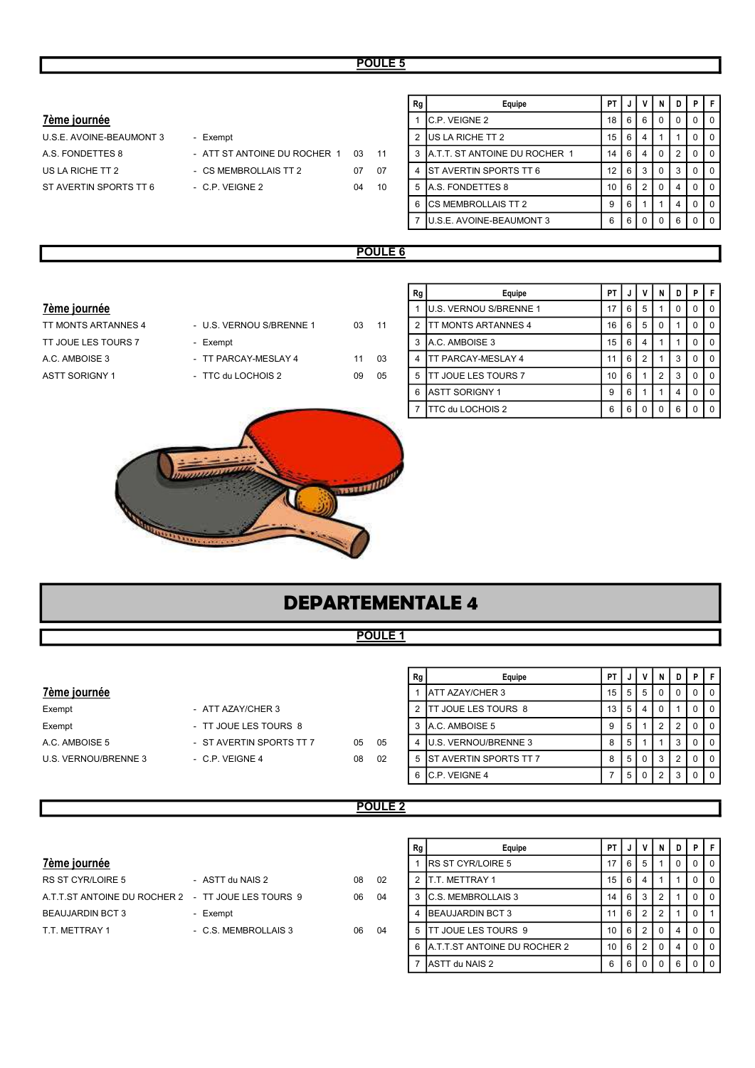## POULE 5

### 7ème journée

| | | | |
|---|---|---|---|
| U.S.E. AVOINE-BEAUMONT 3 | - Exempt | | |
| A.S. FONDETTES 8 | - ATT ST ANTOINE DU ROCHER 1 | 03 | 11 |
| US LA RICHE TT 2 | - CS MEMBROLLAIS TT 2 | 07 | 07 |
| ST AVERTIN SPORTS TT 6 | - C.P. VEIGNE 2 | 04 | 10 |

| Rg | Equipe | PT | J | V | N | D | P | F |
|---|---|---|---|---|---|---|---|---|
| 1 | C.P. VEIGNE 2 | 18 | 6 | 6 | 0 | 0 | 0 | 0 |
| 2 | US LA RICHE TT 2 | 15 | 6 | 4 | 1 | 1 | 0 | 0 |
| 3 | A.T.T. ST ANTOINE DU ROCHER 1 | 14 | 6 | 4 | 0 | 2 | 0 | 0 |
| 4 | ST AVERTIN SPORTS TT 6 | 12 | 6 | 3 | 0 | 3 | 0 | 0 |
| 5 | A.S. FONDETTES 8 | 10 | 6 | 2 | 0 | 4 | 0 | 0 |
| 6 | CS MEMBROLLAIS TT 2 | 9 | 6 | 1 | 1 | 4 | 0 | 0 |
| 7 | U.S.E. AVOINE-BEAUMONT 3 | 6 | 6 | 0 | 0 | 6 | 0 | 0 |

## POULE 6

### 7ème journée

| | | | |
|---|---|---|---|
| TT MONTS ARTANNES 4 | - U.S. VERNOU S/BRENNE 1 | 03 | 11 |
| TT JOUE LES TOURS 7 | - Exempt | | |
| A.C. AMBOISE 3 | - TT PARCAY-MESLAY 4 | 11 | 03 |
| ASTT SORIGNY 1 | - TTC du LOCHOIS 2 | 09 | 05 |

| Rg | Equipe | PT | J | V | N | D | P | F |
|---|---|---|---|---|---|---|---|---|
| 1 | U.S. VERNOU S/BRENNE 1 | 17 | 6 | 5 | 1 | 0 | 0 | 0 |
| 2 | TT MONTS ARTANNES 4 | 16 | 6 | 5 | 0 | 1 | 0 | 0 |
| 3 | A.C. AMBOISE 3 | 15 | 6 | 4 | 1 | 1 | 0 | 0 |
| 4 | TT PARCAY-MESLAY 4 | 11 | 6 | 2 | 1 | 3 | 0 | 0 |
| 5 | TT JOUE LES TOURS 7 | 10 | 6 | 1 | 2 | 3 | 0 | 0 |
| 6 | ASTT SORIGNY 1 | 9 | 6 | 1 | 1 | 4 | 0 | 0 |
| 7 | TTC du LOCHOIS 2 | 6 | 6 | 0 | 0 | 6 | 0 | 0 |

# DEPARTEMENTALE 4

## POULE 1

### 7ème journée

| | | | |
|---|---|---|---|
| Exempt | - ATT AZAY/CHER 3 | | |
| Exempt | - TT JOUE LES TOURS 8 | | |
| A.C. AMBOISE 5 | - ST AVERTIN SPORTS TT 7 | 05 | 05 |
| U.S. VERNOU/BRENNE 3 | - C.P. VEIGNE 4 | 08 | 02 |

| Rg | Equipe | PT | J | V | N | D | P | F |
|---|---|---|---|---|---|---|---|---|
| 1 | ATT AZAY/CHER 3 | 15 | 5 | 5 | 0 | 0 | 0 | 0 |
| 2 | TT JOUE LES TOURS 8 | 13 | 5 | 4 | 0 | 1 | 0 | 0 |
| 3 | A.C. AMBOISE 5 | 9 | 5 | 1 | 2 | 2 | 0 | 0 |
| 4 | U.S. VERNOU/BRENNE 3 | 8 | 5 | 1 | 1 | 3 | 0 | 0 |
| 5 | ST AVERTIN SPORTS TT 7 | 8 | 5 | 0 | 3 | 2 | 0 | 0 |
| 6 | C.P. VEIGNE 4 | 7 | 5 | 0 | 2 | 3 | 0 | 0 |

## POULE 2

### 7ème journée

| | | | |
|---|---|---|---|
| RS ST CYR/LOIRE 5 | - ASTT du NAIS 2 | 08 | 02 |
| A.T.T.ST ANTOINE DU ROCHER 2 | - TT JOUE LES TOURS 9 | 06 | 04 |
| BEAUJARDIN BCT 3 | - Exempt | | |
| T.T. METTRAY 1 | - C.S. MEMBROLLAIS 3 | 06 | 04 |

| Rg | Equipe | PT | J | V | N | D | P | F |
|---|---|---|---|---|---|---|---|---|
| 1 | RS ST CYR/LOIRE 5 | 17 | 6 | 5 | 1 | 0 | 0 | 0 |
| 2 | T.T. METTRAY 1 | 15 | 6 | 4 | 1 | 1 | 0 | 0 |
| 3 | C.S. MEMBROLLAIS 3 | 14 | 6 | 3 | 2 | 1 | 0 | 0 |
| 4 | BEAUJARDIN BCT 3 | 11 | 6 | 2 | 2 | 1 | 0 | 1 |
| 5 | TT JOUE LES TOURS 9 | 10 | 6 | 2 | 0 | 4 | 0 | 0 |
| 6 | A.T.T.ST ANTOINE DU ROCHER 2 | 10 | 6 | 2 | 0 | 4 | 0 | 0 |
| 7 | ASTT du NAIS 2 | 6 | 6 | 0 | 0 | 6 | 0 | 0 |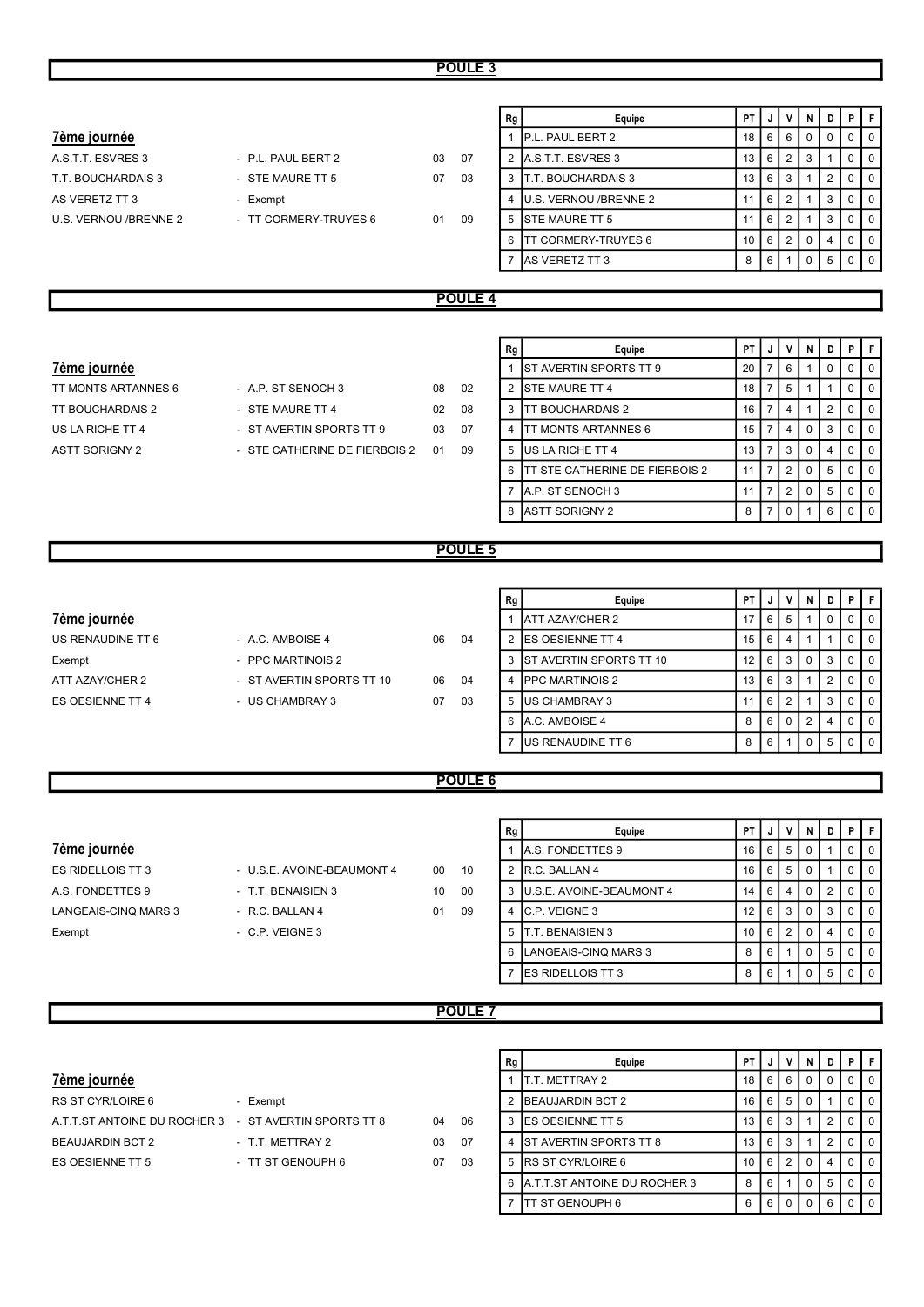## POULE 3

### 7ème journée

| | | | |
|---|---|---|---|
| A.S.T.T. ESVRES 3 | - P.L. PAUL BERT 2 | 03 | 07 |
| T.T. BOUCHARDAIS 3 | - STE MAURE TT 5 | 07 | 03 |
| AS VERETZ TT 3 | - Exempt | | |
| U.S. VERNOU /BRENNE 2 | - TT CORMERY-TRUYES 6 | 01 | 09 |

| Rg | Equipe | PT | J | V | N | D | P | F |
|---|---|---|---|---|---|---|---|---|
| 1 | P.L. PAUL BERT 2 | 18 | 6 | 6 | 0 | 0 | 0 | 0 |
| 2 | A.S.T.T. ESVRES 3 | 13 | 6 | 2 | 3 | 1 | 0 | 0 |
| 3 | T.T. BOUCHARDAIS 3 | 13 | 6 | 3 | 1 | 2 | 0 | 0 |
| 4 | U.S. VERNOU /BRENNE 2 | 11 | 6 | 2 | 1 | 3 | 0 | 0 |
| 5 | STE MAURE TT 5 | 11 | 6 | 2 | 1 | 3 | 0 | 0 |
| 6 | TT CORMERY-TRUYES 6 | 10 | 6 | 2 | 0 | 4 | 0 | 0 |
| 7 | AS VERETZ TT 3 | 8 | 6 | 1 | 0 | 5 | 0 | 0 |

## POULE 4

### 7ème journée

| | | | |
|---|---|---|---|
| TT MONTS ARTANNES 6 | - A.P. ST SENOCH 3 | 08 | 02 |
| TT BOUCHARDAIS 2 | - STE MAURE TT 4 | 02 | 08 |
| US LA RICHE TT 4 | - ST AVERTIN SPORTS TT 9 | 03 | 07 |
| ASTT SORIGNY 2 | - STE CATHERINE DE FIERBOIS 2 | 01 | 09 |

| Rg | Equipe | PT | J | V | N | D | P | F |
|---|---|---|---|---|---|---|---|---|
| 1 | ST AVERTIN SPORTS TT 9 | 20 | 7 | 6 | 1 | 0 | 0 | 0 |
| 2 | STE MAURE TT 4 | 18 | 7 | 5 | 1 | 1 | 0 | 0 |
| 3 | TT BOUCHARDAIS 2 | 16 | 7 | 4 | 1 | 2 | 0 | 0 |
| 4 | TT MONTS ARTANNES 6 | 15 | 7 | 4 | 0 | 3 | 0 | 0 |
| 5 | US LA RICHE TT 4 | 13 | 7 | 3 | 0 | 4 | 0 | 0 |
| 6 | TT STE CATHERINE DE FIERBOIS 2 | 11 | 7 | 2 | 0 | 5 | 0 | 0 |
| 7 | A.P. ST SENOCH 3 | 11 | 7 | 2 | 0 | 5 | 0 | 0 |
| 8 | ASTT SORIGNY 2 | 8 | 7 | 0 | 1 | 6 | 0 | 0 |

## POULE 5

### 7ème journée

| | | | |
|---|---|---|---|
| US RENAUDINE TT 6 | - A.C. AMBOISE 4 | 06 | 04 |
| Exempt | - PPC MARTINOIS 2 | | |
| ATT AZAY/CHER 2 | - ST AVERTIN SPORTS TT 10 | 06 | 04 |
| ES OESIENNE TT 4 | - US CHAMBRAY 3 | 07 | 03 |

| Rg | Equipe | PT | J | V | N | D | P | F |
|---|---|---|---|---|---|---|---|---|
| 1 | ATT AZAY/CHER 2 | 17 | 6 | 5 | 1 | 0 | 0 | 0 |
| 2 | ES OESIENNE TT 4 | 15 | 6 | 4 | 1 | 1 | 0 | 0 |
| 3 | ST AVERTIN SPORTS TT 10 | 12 | 6 | 3 | 0 | 3 | 0 | 0 |
| 4 | PPC MARTINOIS 2 | 13 | 6 | 3 | 1 | 2 | 0 | 0 |
| 5 | US CHAMBRAY 3 | 11 | 6 | 2 | 1 | 3 | 0 | 0 |
| 6 | A.C. AMBOISE 4 | 8 | 6 | 0 | 2 | 4 | 0 | 0 |
| 7 | US RENAUDINE TT 6 | 8 | 6 | 1 | 0 | 5 | 0 | 0 |

## POULE 6

### 7ème journée

| | | | |
|---|---|---|---|
| ES RIDELLOIS TT 3 | - U.S.E. AVOINE-BEAUMONT 4 | 00 | 10 |
| A.S. FONDETTES 9 | - T.T. BENAISIEN 3 | 10 | 00 |
| LANGEAIS-CINQ MARS 3 | - R.C. BALLAN 4 | 01 | 09 |
| Exempt | - C.P. VEIGNE 3 | | |

| Rg | Equipe | PT | J | V | N | D | P | F |
|---|---|---|---|---|---|---|---|---|
| 1 | A.S. FONDETTES 9 | 16 | 6 | 5 | 0 | 1 | 0 | 0 |
| 2 | R.C. BALLAN 4 | 16 | 6 | 5 | 0 | 1 | 0 | 0 |
| 3 | U.S.E. AVOINE-BEAUMONT 4 | 14 | 6 | 4 | 0 | 2 | 0 | 0 |
| 4 | C.P. VEIGNE 3 | 12 | 6 | 3 | 0 | 3 | 0 | 0 |
| 5 | T.T. BENAISIEN 3 | 10 | 6 | 2 | 0 | 4 | 0 | 0 |
| 6 | LANGEAIS-CINQ MARS 3 | 8 | 6 | 1 | 0 | 5 | 0 | 0 |
| 7 | ES RIDELLOIS TT 3 | 8 | 6 | 1 | 0 | 5 | 0 | 0 |

## POULE 7

### 7ème journée

| | | | |
|---|---|---|---|
| RS ST CYR/LOIRE 6 | - Exempt | | |
| A.T.T.ST ANTOINE DU ROCHER 3 | - ST AVERTIN SPORTS TT 8 | 04 | 06 |
| BEAUJARDIN BCT 2 | - T.T. METTRAY 2 | 03 | 07 |
| ES OESIENNE TT 5 | - TT ST GENOUPH 6 | 07 | 03 |

| Rg | Equipe | PT | J | V | N | D | P | F |
|---|---|---|---|---|---|---|---|---|
| 1 | T.T. METTRAY 2 | 18 | 6 | 6 | 0 | 0 | 0 | 0 |
| 2 | BEAUJARDIN BCT 2 | 16 | 6 | 5 | 0 | 1 | 0 | 0 |
| 3 | ES OESIENNE TT 5 | 13 | 6 | 3 | 1 | 2 | 0 | 0 |
| 4 | ST AVERTIN SPORTS TT 8 | 13 | 6 | 3 | 1 | 2 | 0 | 0 |
| 5 | RS ST CYR/LOIRE 6 | 10 | 6 | 2 | 0 | 4 | 0 | 0 |
| 6 | A.T.T.ST ANTOINE DU ROCHER 3 | 8 | 6 | 1 | 0 | 5 | 0 | 0 |
| 7 | TT ST GENOUPH 6 | 6 | 6 | 0 | 0 | 6 | 0 | 0 |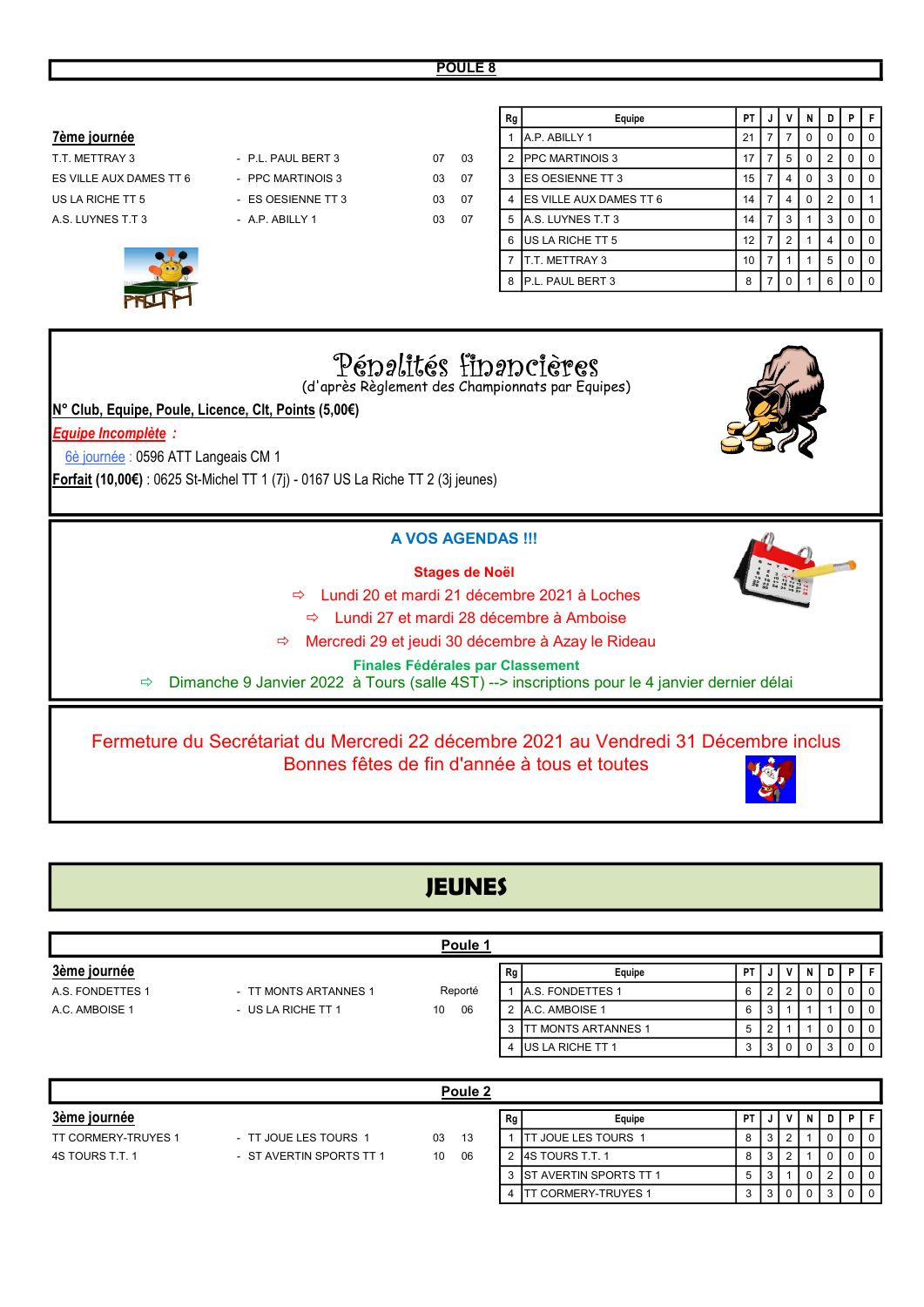## POULE 8

### 7ème journée

| | | | |
|---|---|---|---|
| T.T. METTRAY 3 | - P.L. PAUL BERT 3 | 07 | 03 |
| ES VILLE AUX DAMES TT 6 | - PPC MARTINOIS 3 | 03 | 07 |
| US LA RICHE TT 5 | - ES OESIENNE TT 3 | 03 | 07 |
| A.S. LUYNES T.T 3 | - A.P. ABILLY 1 | 03 | 07 |

| Rg | Equipe | PT | J | V | N | D | P | F |
|---|---|---|---|---|---|---|---|---|
| 1 | A.P. ABILLY 1 | 21 | 7 | 7 | 0 | 0 | 0 | 0 |
| 2 | PPC MARTINOIS 3 | 17 | 7 | 5 | 0 | 2 | 0 | 0 |
| 3 | ES OESIENNE TT 3 | 15 | 7 | 4 | 0 | 3 | 0 | 0 |
| 4 | ES VILLE AUX DAMES TT 6 | 14 | 7 | 4 | 0 | 2 | 0 | 1 |
| 5 | A.S. LUYNES T.T 3 | 14 | 7 | 3 | 1 | 3 | 0 | 0 |
| 6 | US LA RICHE TT 5 | 12 | 7 | 2 | 1 | 4 | 0 | 0 |
| 7 | T.T. METTRAY 3 | 10 | 7 | 1 | 1 | 5 | 0 | 0 |
| 8 | P.L. PAUL BERT 3 | 8 | 7 | 0 | 1 | 6 | 0 | 0 |

## Pénalités financières

(d'après Règlement des Championnats par Equipes)

**N° Club, Equipe, Poule, Licence, Clt, Points (5,00€)**

***Equipe Incomplète :***

6è journée : 0596 ATT Langeais CM 1

**Forfait (10,00€)** : 0625 St-Michel TT 1 (7j) - 0167 US La Riche TT 2 (3j jeunes)

**A VOS AGENDAS !!!**

**Stages de Noël**

⇨ Lundi 20 et mardi 21 décembre 2021 à Loches

⇨ Lundi 27 et mardi 28 décembre à Amboise

⇨ Mercredi 29 et jeudi 30 décembre à Azay le Rideau

**Finales Fédérales par Classement**

⇨ Dimanche 9 Janvier 2022 à Tours (salle 4ST) --> inscriptions pour le 4 janvier dernier délai

Fermeture du Secrétariat du Mercredi 22 décembre 2021 au Vendredi 31 Décembre inclus

Bonnes fêtes de fin d'année à tous et toutes

# JEUNES

## Poule 1

### 3ème journée

| | | | |
|---|---|---|---|
| A.S. FONDETTES 1 | - TT MONTS ARTANNES 1 | Reporté | |
| A.C. AMBOISE 1 | - US LA RICHE TT 1 | 10 | 06 |

| Rg | Equipe | PT | J | V | N | D | P | F |
|---|---|---|---|---|---|---|---|---|
| 1 | A.S. FONDETTES 1 | 6 | 2 | 2 | 0 | 0 | 0 | 0 |
| 2 | A.C. AMBOISE 1 | 6 | 3 | 1 | 1 | 1 | 0 | 0 |
| 3 | TT MONTS ARTANNES 1 | 5 | 2 | 1 | 1 | 0 | 0 | 0 |
| 4 | US LA RICHE TT 1 | 3 | 3 | 0 | 0 | 3 | 0 | 0 |

## Poule 2

### 3ème journée

| | | | |
|---|---|---|---|
| TT CORMERY-TRUYES 1 | - TT JOUE LES TOURS 1 | 03 | 13 |
| 4S TOURS T.T. 1 | - ST AVERTIN SPORTS TT 1 | 10 | 06 |

| Rg | Equipe | PT | J | V | N | D | P | F |
|---|---|---|---|---|---|---|---|---|
| 1 | TT JOUE LES TOURS 1 | 8 | 3 | 2 | 1 | 0 | 0 | 0 |
| 2 | 4S TOURS T.T. 1 | 8 | 3 | 2 | 1 | 0 | 0 | 0 |
| 3 | ST AVERTIN SPORTS TT 1 | 5 | 3 | 1 | 0 | 2 | 0 | 0 |
| 4 | TT CORMERY-TRUYES 1 | 3 | 3 | 0 | 0 | 3 | 0 | 0 |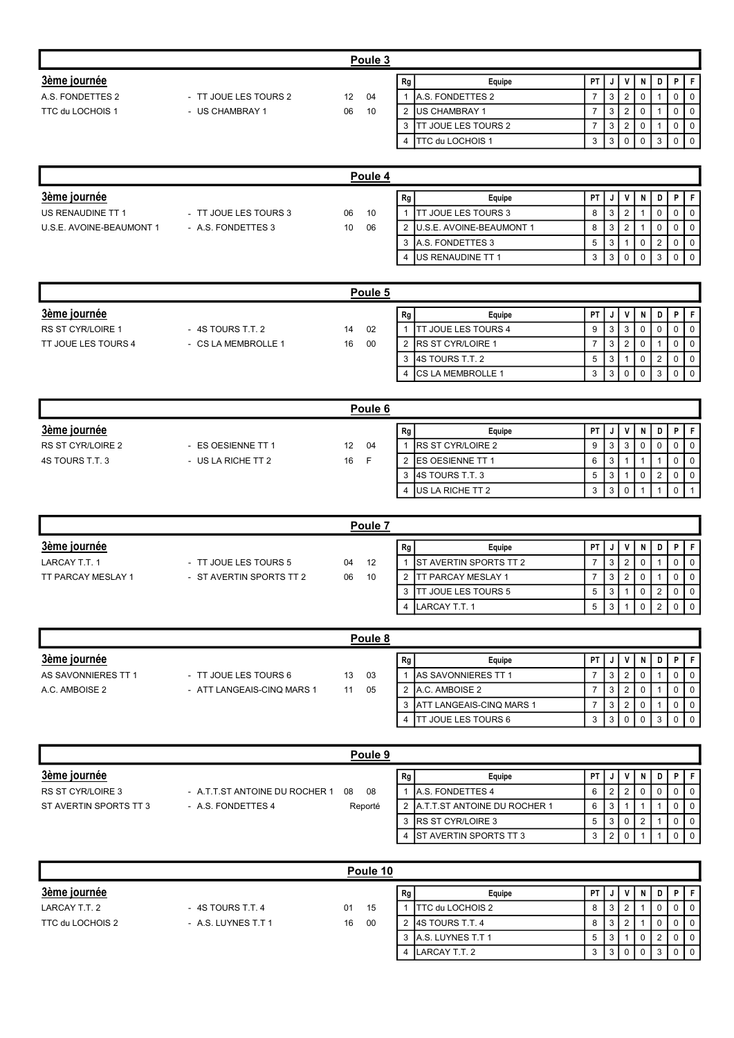## Poule 3

**3ème journée**

| | | | |
|---|---|---|---|
| A.S. FONDETTES 2 | - TT JOUE LES TOURS 2 | 12 | 04 |
| TTC du LOCHOIS 1 | - US CHAMBRAY 1 | 06 | 10 |

| Rg | Equipe | PT | J | V | N | D | P | F |
|---|---|---|---|---|---|---|---|---|
| 1 | A.S. FONDETTES 2 | 7 | 3 | 2 | 0 | 1 | 0 | 0 |
| 2 | US CHAMBRAY 1 | 7 | 3 | 2 | 0 | 1 | 0 | 0 |
| 3 | TT JOUE LES TOURS 2 | 7 | 3 | 2 | 0 | 1 | 0 | 0 |
| 4 | TTC du LOCHOIS 1 | 3 | 3 | 0 | 0 | 3 | 0 | 0 |

## Poule 4

**3ème journée**

| | | | |
|---|---|---|---|
| US RENAUDINE TT 1 | - TT JOUE LES TOURS 3 | 06 | 10 |
| U.S.E. AVOINE-BEAUMONT 1 | - A.S. FONDETTES 3 | 10 | 06 |

| Rg | Equipe | PT | J | V | N | D | P | F |
|---|---|---|---|---|---|---|---|---|
| 1 | TT JOUE LES TOURS 3 | 8 | 3 | 2 | 1 | 0 | 0 | 0 |
| 2 | U.S.E. AVOINE-BEAUMONT 1 | 8 | 3 | 2 | 1 | 0 | 0 | 0 |
| 3 | A.S. FONDETTES 3 | 5 | 3 | 1 | 0 | 2 | 0 | 0 |
| 4 | US RENAUDINE TT 1 | 3 | 3 | 0 | 0 | 3 | 0 | 0 |

## Poule 5

**3ème journée**

| | | | |
|---|---|---|---|
| RS ST CYR/LOIRE 1 | - 4S TOURS T.T. 2 | 14 | 02 |
| TT JOUE LES TOURS 4 | - CS LA MEMBROLLE 1 | 16 | 00 |

| Rg | Equipe | PT | J | V | N | D | P | F |
|---|---|---|---|---|---|---|---|---|
| 1 | TT JOUE LES TOURS 4 | 9 | 3 | 3 | 0 | 0 | 0 | 0 |
| 2 | RS ST CYR/LOIRE 1 | 7 | 3 | 2 | 0 | 1 | 0 | 0 |
| 3 | 4S TOURS T.T. 2 | 5 | 3 | 1 | 0 | 2 | 0 | 0 |
| 4 | CS LA MEMBROLLE 1 | 3 | 3 | 0 | 0 | 3 | 0 | 0 |

## Poule 6

**3ème journée**

| | | | |
|---|---|---|---|
| RS ST CYR/LOIRE 2 | - ES OESIENNE TT 1 | 12 | 04 |
| 4S TOURS T.T. 3 | - US LA RICHE TT 2 | 16 | F |

| Rg | Equipe | PT | J | V | N | D | P | F |
|---|---|---|---|---|---|---|---|---|
| 1 | RS ST CYR/LOIRE 2 | 9 | 3 | 3 | 0 | 0 | 0 | 0 |
| 2 | ES OESIENNE TT 1 | 6 | 3 | 1 | 1 | 1 | 0 | 0 |
| 3 | 4S TOURS T.T. 3 | 5 | 3 | 1 | 0 | 2 | 0 | 0 |
| 4 | US LA RICHE TT 2 | 3 | 3 | 0 | 1 | 1 | 0 | 1 |

## Poule 7

**3ème journée**

| | | | |
|---|---|---|---|
| LARCAY T.T. 1 | - TT JOUE LES TOURS 5 | 04 | 12 |
| TT PARCAY MESLAY 1 | - ST AVERTIN SPORTS TT 2 | 06 | 10 |

| Rg | Equipe | PT | J | V | N | D | P | F |
|---|---|---|---|---|---|---|---|---|
| 1 | ST AVERTIN SPORTS TT 2 | 7 | 3 | 2 | 0 | 1 | 0 | 0 |
| 2 | TT PARCAY MESLAY 1 | 7 | 3 | 2 | 0 | 1 | 0 | 0 |
| 3 | TT JOUE LES TOURS 5 | 5 | 3 | 1 | 0 | 2 | 0 | 0 |
| 4 | LARCAY T.T. 1 | 5 | 3 | 1 | 0 | 2 | 0 | 0 |

## Poule 8

**3ème journée**

| | | | |
|---|---|---|---|
| AS SAVONNIERES TT 1 | - TT JOUE LES TOURS 6 | 13 | 03 |
| A.C. AMBOISE 2 | - ATT LANGEAIS-CINQ MARS 1 | 11 | 05 |

| Rg | Equipe | PT | J | V | N | D | P | F |
|---|---|---|---|---|---|---|---|---|
| 1 | AS SAVONNIERES TT 1 | 7 | 3 | 2 | 0 | 1 | 0 | 0 |
| 2 | A.C. AMBOISE 2 | 7 | 3 | 2 | 0 | 1 | 0 | 0 |
| 3 | ATT LANGEAIS-CINQ MARS 1 | 7 | 3 | 2 | 0 | 1 | 0 | 0 |
| 4 | TT JOUE LES TOURS 6 | 3 | 3 | 0 | 0 | 3 | 0 | 0 |

## Poule 9

**3ème journée**

| | | | |
|---|---|---|---|
| RS ST CYR/LOIRE 3 | - A.T.T.ST ANTOINE DU ROCHER 1 | 08 | 08 |
| ST AVERTIN SPORTS TT 3 | - A.S. FONDETTES 4 | Reporté | |

| Rg | Equipe | PT | J | V | N | D | P | F |
|---|---|---|---|---|---|---|---|---|
| 1 | A.S. FONDETTES 4 | 6 | 2 | 2 | 0 | 0 | 0 | 0 |
| 2 | A.T.T.ST ANTOINE DU ROCHER 1 | 6 | 3 | 1 | 1 | 1 | 0 | 0 |
| 3 | RS ST CYR/LOIRE 3 | 5 | 3 | 0 | 2 | 1 | 0 | 0 |
| 4 | ST AVERTIN SPORTS TT 3 | 3 | 2 | 0 | 1 | 1 | 0 | 0 |

## Poule 10

**3ème journée**

| | | | |
|---|---|---|---|
| LARCAY T.T. 2 | - 4S TOURS T.T. 4 | 01 | 15 |
| TTC du LOCHOIS 2 | - A.S. LUYNES T.T 1 | 16 | 00 |

| Rg | Equipe | PT | J | V | N | D | P | F |
|---|---|---|---|---|---|---|---|---|
| 1 | TTC du LOCHOIS 2 | 8 | 3 | 2 | 1 | 0 | 0 | 0 |
| 2 | 4S TOURS T.T. 4 | 8 | 3 | 2 | 1 | 0 | 0 | 0 |
| 3 | A.S. LUYNES T.T 1 | 5 | 3 | 1 | 0 | 2 | 0 | 0 |
| 4 | LARCAY T.T. 2 | 3 | 3 | 0 | 0 | 3 | 0 | 0 |